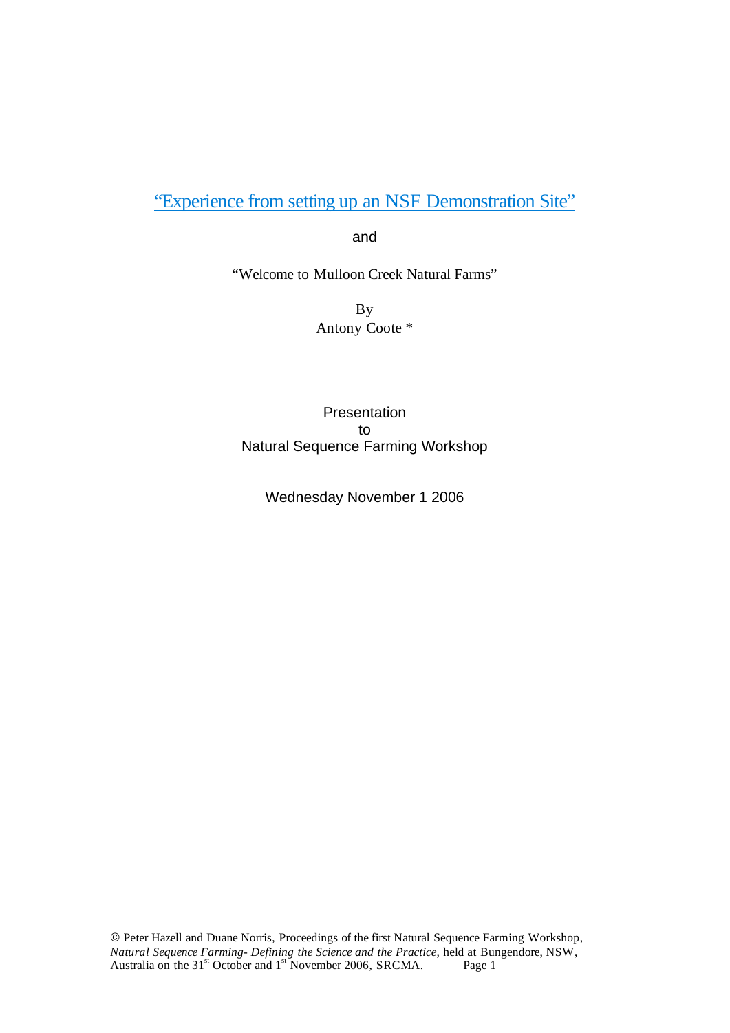# “Experience from setting up an NSF Demonstration Site”

and

“Welcome to Mulloon Creek Natural Farms”

By
Antony Coote *

Presentation
to
Natural Sequence Farming Workshop

Wednesday November 1 2006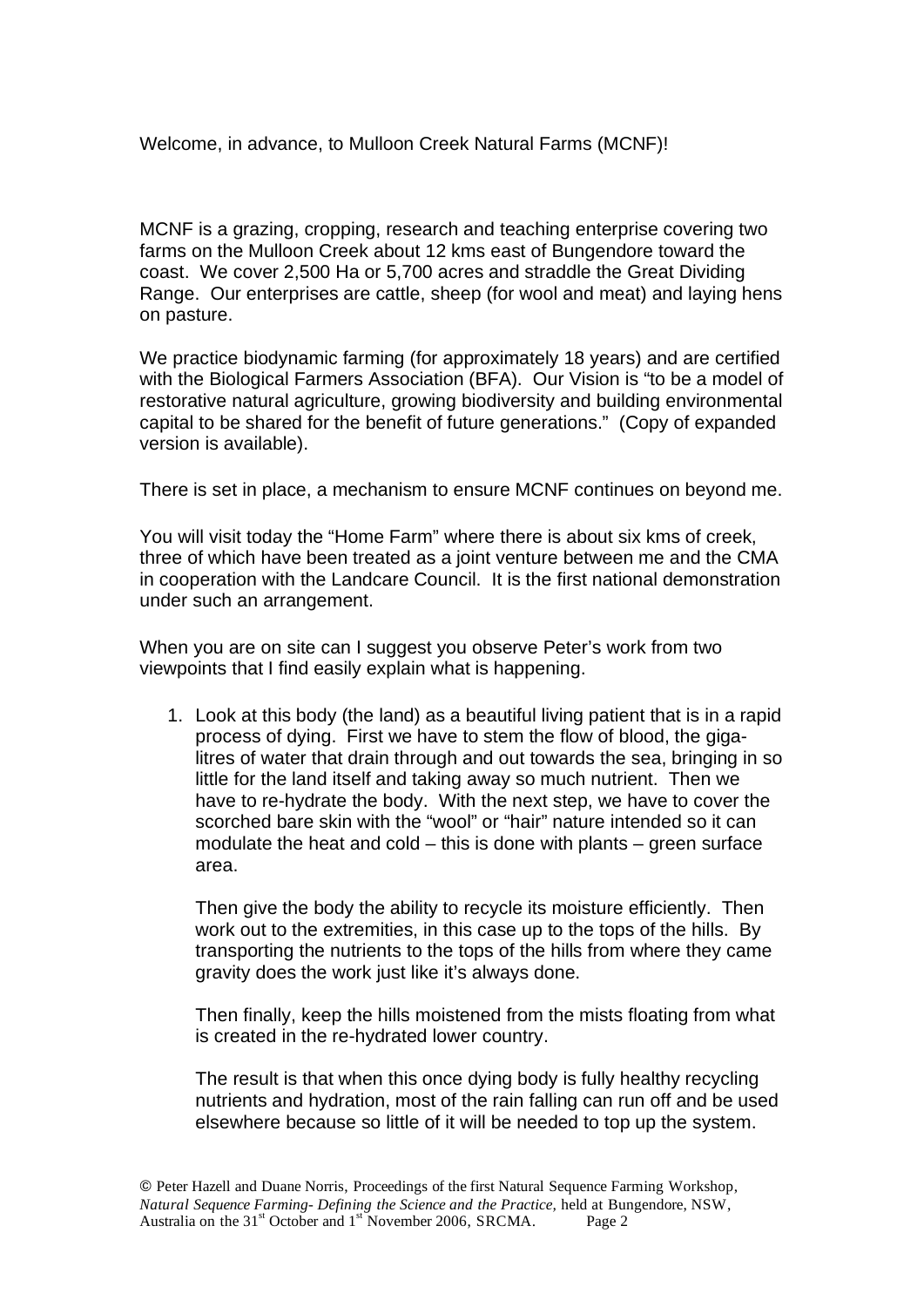Welcome, in advance, to Mulloon Creek Natural Farms (MCNF)!

MCNF is a grazing, cropping, research and teaching enterprise covering two farms on the Mulloon Creek about 12 kms east of Bungendore toward the coast. We cover 2,500 Ha or 5,700 acres and straddle the Great Dividing Range. Our enterprises are cattle, sheep (for wool and meat) and laying hens on pasture.

We practice biodynamic farming (for approximately 18 years) and are certified with the Biological Farmers Association (BFA). Our Vision is "to be a model of restorative natural agriculture, growing biodiversity and building environmental capital to be shared for the benefit of future generations." (Copy of expanded version is available).

There is set in place, a mechanism to ensure MCNF continues on beyond me.

You will visit today the "Home Farm" where there is about six kms of creek, three of which have been treated as a joint venture between me and the CMA in cooperation with the Landcare Council. It is the first national demonstration under such an arrangement.

When you are on site can I suggest you observe Peter's work from two viewpoints that I find easily explain what is happening.

1. Look at this body (the land) as a beautiful living patient that is in a rapid process of dying. First we have to stem the flow of blood, the giga-litres of water that drain through and out towards the sea, bringing in so little for the land itself and taking away so much nutrient. Then we have to re-hydrate the body. With the next step, we have to cover the scorched bare skin with the "wool" or "hair" nature intended so it can modulate the heat and cold – this is done with plants – green surface area.

   Then give the body the ability to recycle its moisture efficiently. Then work out to the extremities, in this case up to the tops of the hills. By transporting the nutrients to the tops of the hills from where they came gravity does the work just like it's always done.

   Then finally, keep the hills moistened from the mists floating from what is created in the re-hydrated lower country.

   The result is that when this once dying body is fully healthy recycling nutrients and hydration, most of the rain falling can run off and be used elsewhere because so little of it will be needed to top up the system.

© Peter Hazell and Duane Norris, Proceedings of the first Natural Sequence Farming Workshop, *Natural Sequence Farming- Defining the Science and the Practice,* held at Bungendore, NSW, Australia on the 31st October and 1st November 2006, SRCMA.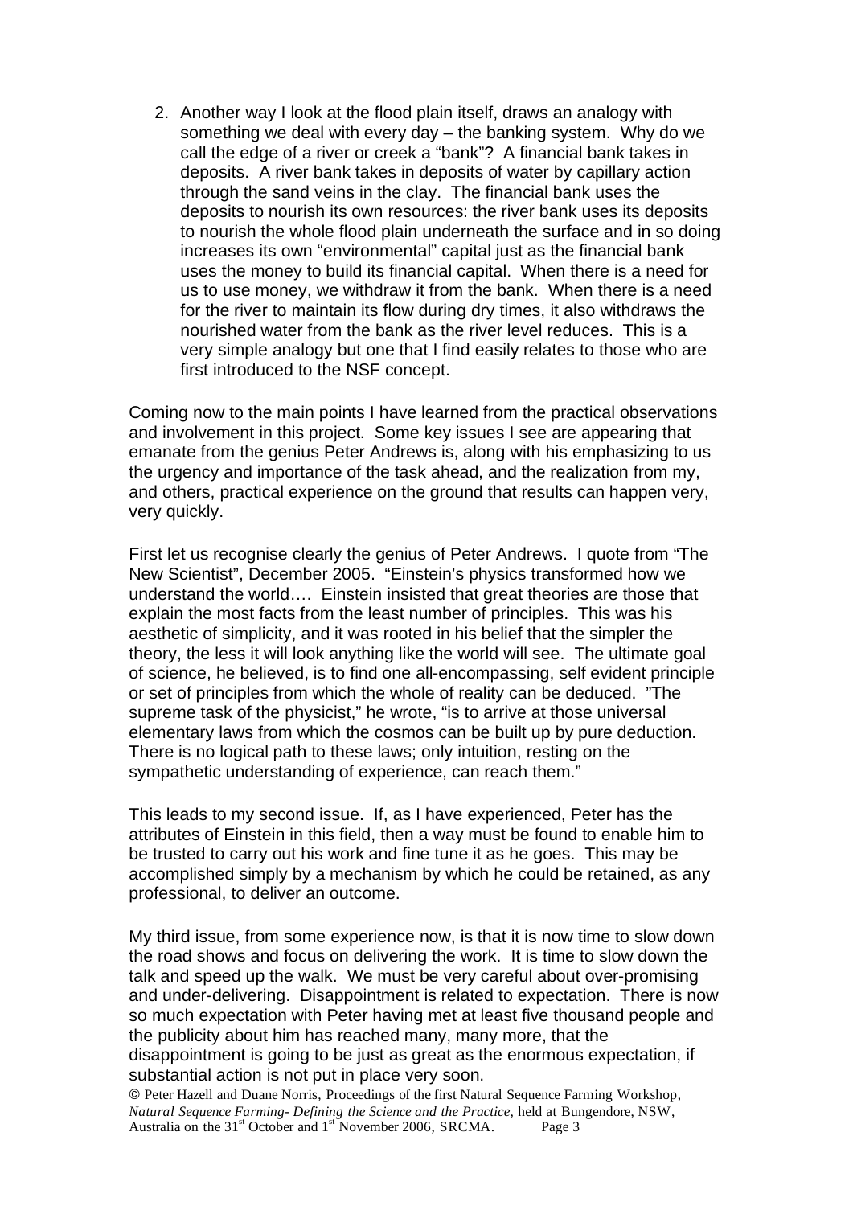2. Another way I look at the flood plain itself, draws an analogy with something we deal with every day – the banking system. Why do we call the edge of a river or creek a "bank"? A financial bank takes in deposits. A river bank takes in deposits of water by capillary action through the sand veins in the clay. The financial bank uses the deposits to nourish its own resources: the river bank uses its deposits to nourish the whole flood plain underneath the surface and in so doing increases its own "environmental" capital just as the financial bank uses the money to build its financial capital. When there is a need for us to use money, we withdraw it from the bank. When there is a need for the river to maintain its flow during dry times, it also withdraws the nourished water from the bank as the river level reduces. This is a very simple analogy but one that I find easily relates to those who are first introduced to the NSF concept.

Coming now to the main points I have learned from the practical observations and involvement in this project. Some key issues I see are appearing that emanate from the genius Peter Andrews is, along with his emphasizing to us the urgency and importance of the task ahead, and the realization from my, and others, practical experience on the ground that results can happen very, very quickly.

First let us recognise clearly the genius of Peter Andrews. I quote from "The New Scientist", December 2005. "Einstein's physics transformed how we understand the world…. Einstein insisted that great theories are those that explain the most facts from the least number of principles. This was his aesthetic of simplicity, and it was rooted in his belief that the simpler the theory, the less it will look anything like the world will see. The ultimate goal of science, he believed, is to find one all-encompassing, self evident principle or set of principles from which the whole of reality can be deduced. "The supreme task of the physicist," he wrote, "is to arrive at those universal elementary laws from which the cosmos can be built up by pure deduction. There is no logical path to these laws; only intuition, resting on the sympathetic understanding of experience, can reach them."

This leads to my second issue. If, as I have experienced, Peter has the attributes of Einstein in this field, then a way must be found to enable him to be trusted to carry out his work and fine tune it as he goes. This may be accomplished simply by a mechanism by which he could be retained, as any professional, to deliver an outcome.

My third issue, from some experience now, is that it is now time to slow down the road shows and focus on delivering the work. It is time to slow down the talk and speed up the walk. We must be very careful about over-promising and under-delivering. Disappointment is related to expectation. There is now so much expectation with Peter having met at least five thousand people and the publicity about him has reached many, many more, that the disappointment is going to be just as great as the enormous expectation, if substantial action is not put in place very soon.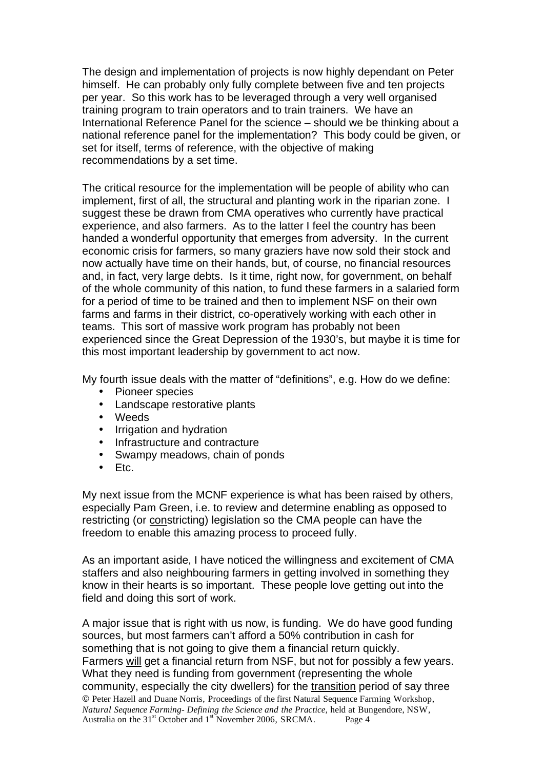The design and implementation of projects is now highly dependant on Peter himself. He can probably only fully complete between five and ten projects per year. So this work has to be leveraged through a very well organised training program to train operators and to train trainers. We have an International Reference Panel for the science – should we be thinking about a national reference panel for the implementation? This body could be given, or set for itself, terms of reference, with the objective of making recommendations by a set time.

The critical resource for the implementation will be people of ability who can implement, first of all, the structural and planting work in the riparian zone. I suggest these be drawn from CMA operatives who currently have practical experience, and also farmers. As to the latter I feel the country has been handed a wonderful opportunity that emerges from adversity. In the current economic crisis for farmers, so many graziers have now sold their stock and now actually have time on their hands, but, of course, no financial resources and, in fact, very large debts. Is it time, right now, for government, on behalf of the whole community of this nation, to fund these farmers in a salaried form for a period of time to be trained and then to implement NSF on their own farms and farms in their district, co-operatively working with each other in teams. This sort of massive work program has probably not been experienced since the Great Depression of the 1930's, but maybe it is time for this most important leadership by government to act now.

My fourth issue deals with the matter of "definitions", e.g. How do we define:

- Pioneer species
- Landscape restorative plants
- Weeds
- Irrigation and hydration
- Infrastructure and contracture
- Swampy meadows, chain of ponds
- Etc.

My next issue from the MCNF experience is what has been raised by others, especially Pam Green, i.e. to review and determine enabling as opposed to restricting (or <u>con</u>stricting) legislation so the CMA people can have the freedom to enable this amazing process to proceed fully.

As an important aside, I have noticed the willingness and excitement of CMA staffers and also neighbouring farmers in getting involved in something they know in their hearts is so important. These people love getting out into the field and doing this sort of work.

A major issue that is right with us now, is funding. We do have good funding sources, but most farmers can't afford a 50% contribution in cash for something that is not going to give them a financial return quickly. Farmers <u>will</u> get a financial return from NSF, but not for possibly a few years. What they need is funding from government (representing the whole community, especially the city dwellers) for the <u>transition</u> period of say three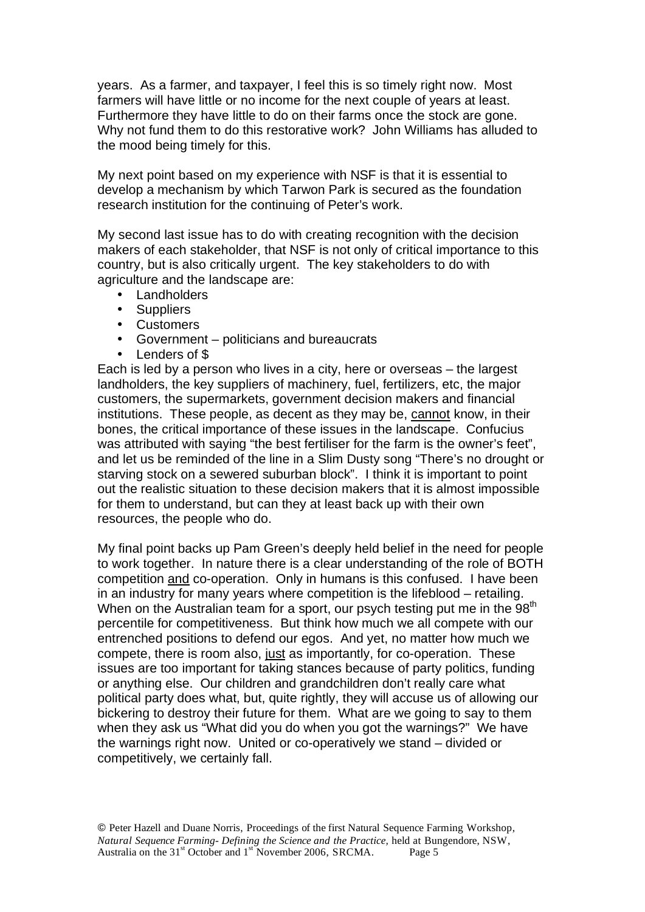years. As a farmer, and taxpayer, I feel this is so timely right now. Most farmers will have little or no income for the next couple of years at least. Furthermore they have little to do on their farms once the stock are gone. Why not fund them to do this restorative work? John Williams has alluded to the mood being timely for this.

My next point based on my experience with NSF is that it is essential to develop a mechanism by which Tarwon Park is secured as the foundation research institution for the continuing of Peter's work.

My second last issue has to do with creating recognition with the decision makers of each stakeholder, that NSF is not only of critical importance to this country, but is also critically urgent. The key stakeholders to do with agriculture and the landscape are:

- Landholders
- Suppliers
- Customers
- Government – politicians and bureaucrats
- Lenders of $

Each is led by a person who lives in a city, here or overseas – the largest landholders, the key suppliers of machinery, fuel, fertilizers, etc, the major customers, the supermarkets, government decision makers and financial institutions. These people, as decent as they may be, <u>cannot</u> know, in their bones, the critical importance of these issues in the landscape. Confucius was attributed with saying "the best fertiliser for the farm is the owner's feet", and let us be reminded of the line in a Slim Dusty song "There's no drought or starving stock on a sewered suburban block". I think it is important to point out the realistic situation to these decision makers that it is almost impossible for them to understand, but can they at least back up with their own resources, the people who do.

My final point backs up Pam Green's deeply held belief in the need for people to work together. In nature there is a clear understanding of the role of BOTH competition <u>and</u> co-operation. Only in humans is this confused. I have been in an industry for many years where competition is the lifeblood – retailing. When on the Australian team for a sport, our psych testing put me in the 98th percentile for competitiveness. But think how much we all compete with our entrenched positions to defend our egos. And yet, no matter how much we compete, there is room also, <u>just</u> as importantly, for co-operation. These issues are too important for taking stances because of party politics, funding or anything else. Our children and grandchildren don't really care what political party does what, but, quite rightly, they will accuse us of allowing our bickering to destroy their future for them. What are we going to say to them when they ask us "What did you do when you got the warnings?" We have the warnings right now. United or co-operatively we stand – divided or competitively, we certainly fall.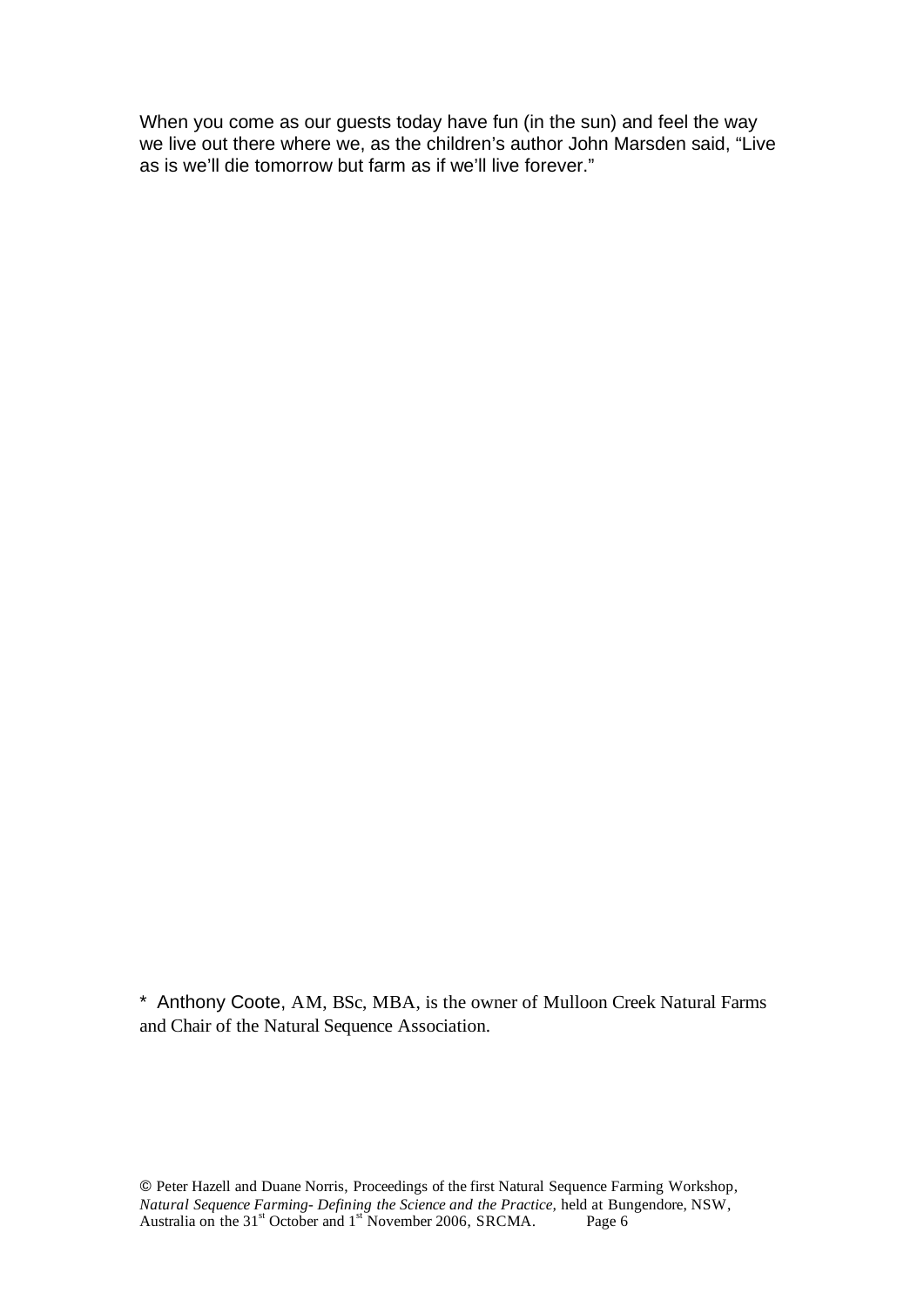When you come as our guests today have fun (in the sun) and feel the way we live out there where we, as the children's author John Marsden said, "Live as is we'll die tomorrow but farm as if we'll live forever."

* Anthony Coote, AM, BSc, MBA, is the owner of Mulloon Creek Natural Farms and Chair of the Natural Sequence Association.